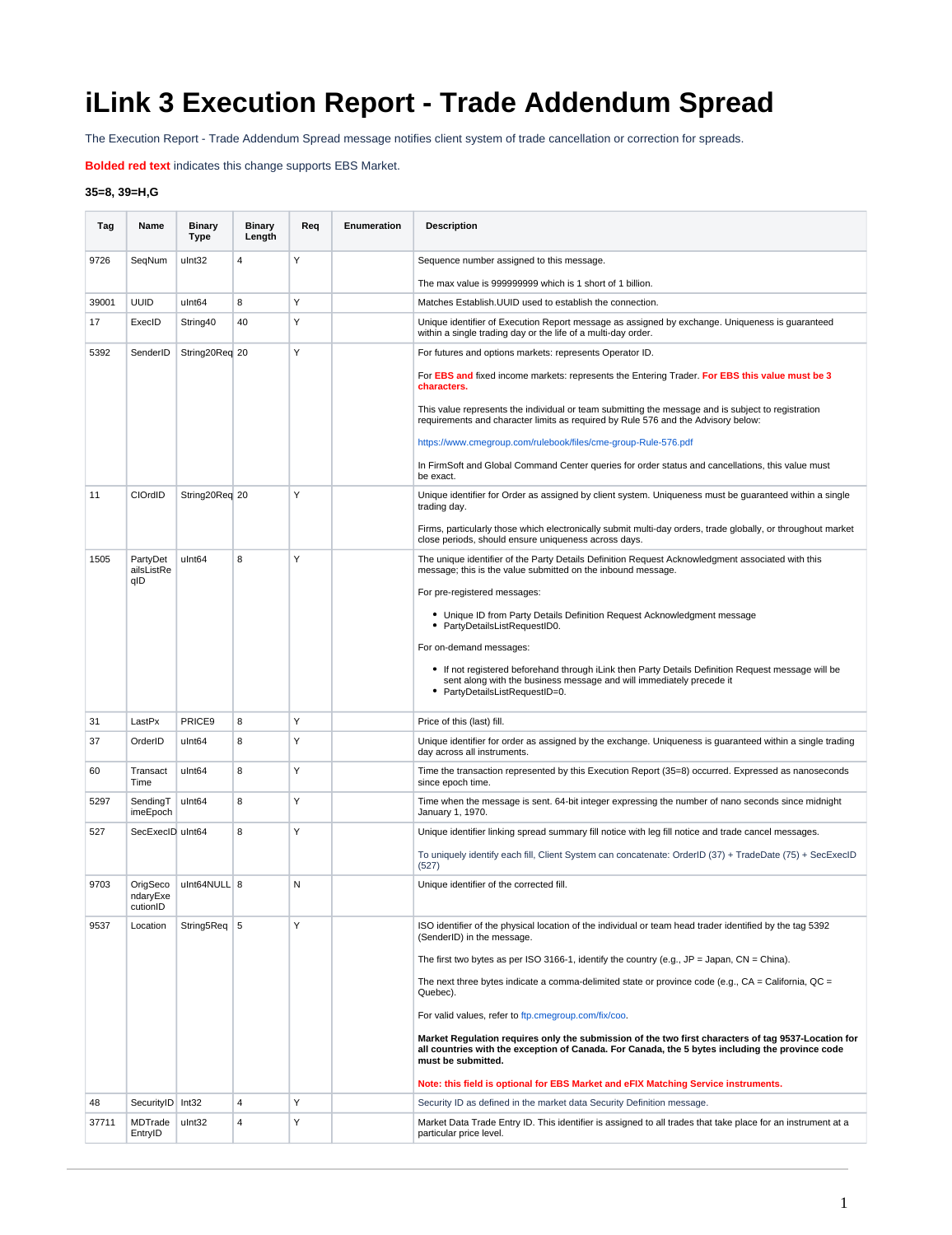# iLink 3 Execution Report - Trade Addendum Spread

The Execution Report - Trade Addendum Spread message notifies client system of trade cancellation or correction for spreads.

**Bolded red text** indicates this change supports EBS Market.

**35=8, 39=H,G**

| Tag | Name | Binary Type | Binary Length | Req | Enumeration | Description |
|---|---|---|---|---|---|---|
| 9726 | SeqNum | uInt32 | 4 | Y | | Sequence number assigned to this message.<br><br>The max value is 999999999 which is 1 short of 1 billion. |
| 39001 | UUID | uInt64 | 8 | Y | | Matches Establish.UUID used to establish the connection. |
| 17 | ExecID | String40 | 40 | Y | | Unique identifier of Execution Report message as assigned by exchange. Uniqueness is guaranteed within a single trading day or the life of a multi-day order. |
| 5392 | SenderID | String20Req | 20 | Y | | For futures and options markets: represents Operator ID.<br><br>For **EBS and** fixed income markets: represents the Entering Trader. **For EBS this value must be 3 characters.**<br><br>This value represents the individual or team submitting the message and is subject to registration requirements and character limits as required by Rule 576 and the Advisory below:<br><br>https://www.cmegroup.com/rulebook/files/cme-group-Rule-576.pdf<br><br>In FirmSoft and Global Command Center queries for order status and cancellations, this value must be exact. |
| 11 | ClOrdID | String20Req | 20 | Y | | Unique identifier for Order as assigned by client system. Uniqueness must be guaranteed within a single trading day.<br><br>Firms, particularly those which electronically submit multi-day orders, trade globally, or throughout market close periods, should ensure uniqueness across days. |
| 1505 | PartyDetailsListReqID | uInt64 | 8 | Y | | The unique identifier of the Party Details Definition Request Acknowledgment associated with this message; this is the value submitted on the inbound message.<br><br>For pre-registered messages:<br><br>• Unique ID from Party Details Definition Request Acknowledgment message<br>• PartyDetailsListRequestID0.<br><br>For on-demand messages:<br><br>• If not registered beforehand through iLink then Party Details Definition Request message will be sent along with the business message and will immediately precede it<br>• PartyDetailsListRequestID=0. |
| 31 | LastPx | PRICE9 | 8 | Y | | Price of this (last) fill. |
| 37 | OrderID | uInt64 | 8 | Y | | Unique identifier for order as assigned by the exchange. Uniqueness is guaranteed within a single trading day across all instruments. |
| 60 | TransactTime | uInt64 | 8 | Y | | Time the transaction represented by this Execution Report (35=8) occurred. Expressed as nanoseconds since epoch time. |
| 5297 | SendingTimeEpoch | uInt64 | 8 | Y | | Time when the message is sent. 64-bit integer expressing the number of nano seconds since midnight January 1, 1970. |
| 527 | SecExecID | uInt64 | 8 | Y | | Unique identifier linking spread summary fill notice with leg fill notice and trade cancel messages.<br><br>To uniquely identify each fill, Client System can concatenate: OrderID (37) + TradeDate (75) + SecExecID (527) |
| 9703 | OrigSecondaryExecutionID | uInt64NULL | 8 | N | | Unique identifier of the corrected fill. |
| 9537 | Location | String5Req | 5 | Y | | ISO identifier of the physical location of the individual or team head trader identified by the tag 5392 (SenderID) in the message.<br><br>The first two bytes as per ISO 3166-1, identify the country (e.g., JP = Japan, CN = China).<br><br>The next three bytes indicate a comma-delimited state or province code (e.g., CA = California, QC = Quebec).<br><br>For valid values, refer to ftp.cmegroup.com/fix/coo.<br><br>**Market Regulation requires only the submission of the two first characters of tag 9537-Location for all countries with the exception of Canada. For Canada, the 5 bytes including the province code must be submitted.**<br><br>**Note: this field is optional for EBS Market and eFIX Matching Service instruments.** |
| 48 | SecurityID | Int32 | 4 | Y | | Security ID as defined in the market data Security Definition message. |
| 37711 | MDTradeEntryID | uInt32 | 4 | Y | | Market Data Trade Entry ID. This identifier is assigned to all trades that take place for an instrument at a particular price level. |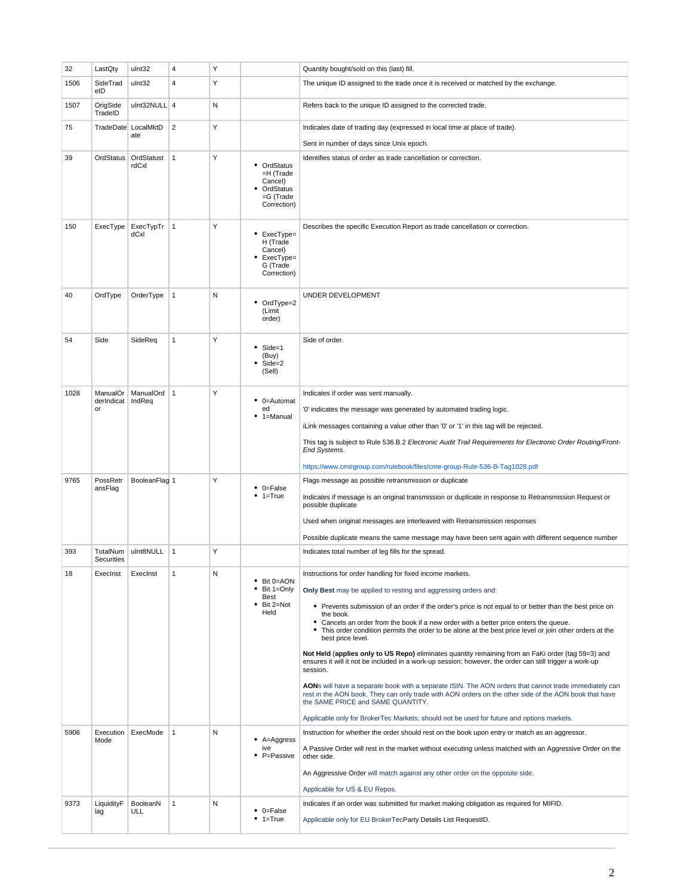| 32 | LastQty | uInt32 | 4 | Y | | Quantity bought/sold on this (last) fill. |
|---|---|---|---|---|---|---|
| 1506 | SideTradeID | uInt32 | 4 | Y | | The unique ID assigned to the trade once it is received or matched by the exchange. |
| 1507 | OrigSideTradeID | uInt32NULL | 4 | N | | Refers back to the unique ID assigned to the corrected trade. |
| 75 | TradeDate | LocalMktDate | 2 | Y | | Indicates date of trading day (expressed in local time at place of trade).<br><br>Sent in number of days since Unix epoch. |
| 39 | OrdStatus | OrdStatustrdCxl | 1 | Y | • OrdStatus=H (Trade Cancel)<br>• OrdStatus=G (Trade Correction) | Identifies status of order as trade cancellation or correction. |
| 150 | ExecType | ExecTypTrdCxl | 1 | Y | • ExecType=H (Trade Cancel)<br>• ExecType=G (Trade Correction) | Describes the specific Execution Report as trade cancellation or correction. |
| 40 | OrdType | OrderType | 1 | N | • OrdType=2 (Limit order) | UNDER DEVELOPMENT |
| 54 | Side | SideReq | 1 | Y | • Side=1 (Buy)<br>• Side=2 (Sell) | Side of order. |
| 1028 | ManualOrderIndicator | ManualOrdIndReq | 1 | Y | • 0=Automated<br>• 1=Manual | Indicates if order was sent manually.<br><br>'0' indicates the message was generated by automated trading logic.<br><br>iLink messages containing a value other than '0' or '1' in this tag will be rejected.<br><br>This tag is subject to Rule 536.B.2 *Electronic Audit Trail Requirements for Electronic Order Routing/Front-End Systems*.<br><br>https://www.cmegroup.com/rulebook/files/cme-group-Rule-536-B-Tag1028.pdf |
| 9765 | PossRetransFlag | BooleanFlag | 1 | Y | • 0=False<br>• 1=True | Flags message as possible retransmission or duplicate<br><br>Indicates if message is an original transmission or duplicate in response to Retransmission Request or possible duplicate<br><br>Used when original messages are interleaved with Retransmission responses<br><br>Possible duplicate means the same message may have been sent again with different sequence number |
| 393 | TotalNumSecurities | uInt8NULL | 1 | Y | | Indicates total number of leg fills for the spread. |
| 18 | ExecInst | ExecInst | 1 | N | • Bit 0=AON<br>• Bit 1=Only Best<br>• Bit 2=Not Held | Instructions for order handling for fixed income markets.<br><br>**Only Best** may be applied to resting and aggressing orders and:<br><br>• Prevents submission of an order if the order's price is not equal to or better than the best price on the book.<br>• Cancels an order from the book if a new order with a better price enters the queue.<br>• This order condition permits the order to be alone at the best price level or join other orders at the best price level.<br><br>**Not Held (applies only to US Repo)** eliminates quantity remaining from an FaKi order (tag 59=3) and ensures it will it not be included in a work-up session; however, the order can still trigger a work-up session.<br><br>**AON**s will have a separate book with a separate ISIN. The AON orders that cannot trade immediately can rest in the AON book. They can only trade with AON orders on the other side of the AON book that have the SAME PRICE and SAME QUANTITY.<br><br>Applicable only for BrokerTec Markets; should not be used for future and options markets. |
| 5906 | ExecutionMode | ExecMode | 1 | N | • A=Aggressive<br>• P=Passive | Instruction for whether the order should rest on the book upon entry or match as an aggressor.<br><br>A Passive Order will rest in the market without executing unless matched with an Aggressive Order on the other side.<br><br>An Aggressive Order will match against any other order on the opposite side.<br><br>Applicable for US & EU Repos. |
| 9373 | LiquidityFlag | BooleanNULL | 1 | N | • 0=False<br>• 1=True | Indicates if an order was submitted for market making obligation as required for MIFID.<br><br>Applicable only for EU BrokerTecParty Details List RequestID. |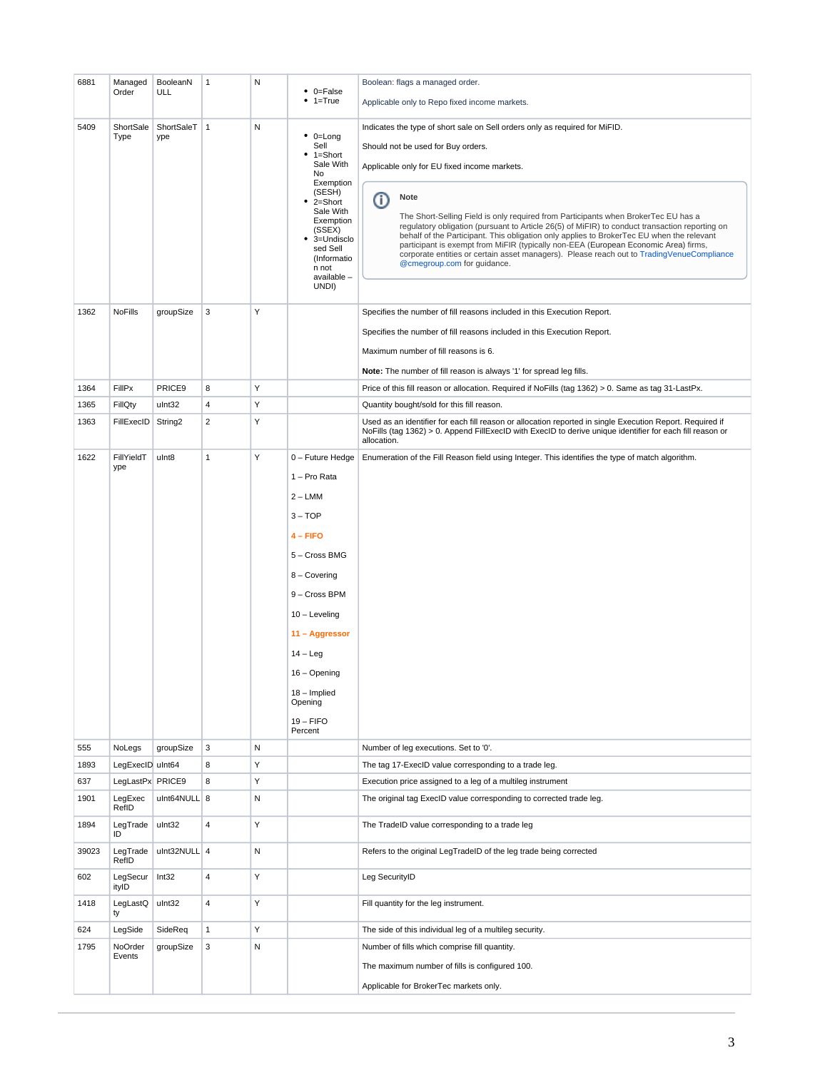| | | | | | | |
|---|---|---|---|---|---|---|
| 6881 | Managed Order | BooleanNULL | 1 | N | • 0=False<br>• 1=True | Boolean: flags a managed order.<br><br>Applicable only to Repo fixed income markets. |
| 5409 | ShortSale Type | ShortSaleType | 1 | N | • 0=Long Sell<br>• 1=Short Sale With No Exemption (SESH)<br>• 2=Short Sale With Exemption (SSEX)<br>• 3=Undisclosed Sell (Information not available – UNDI) | Indicates the type of short sale on Sell orders only as required for MiFID.<br><br>Should not be used for Buy orders.<br><br>Applicable only for EU fixed income markets.<br><br>**Note**<br><br>The Short-Selling Field is only required from Participants when BrokerTec EU has a regulatory obligation (pursuant to Article 26(5) of MiFIR) to conduct transaction reporting on behalf of the Participant. This obligation only applies to BrokerTec EU when the relevant participant is exempt from MiFIR (typically non-EEA (European Economic Area) firms, corporate entities or certain asset managers). Please reach out to TradingVenueCompliance@cmegroup.com for guidance. |
| 1362 | NoFills | groupSize | 3 | Y | | Specifies the number of fill reasons included in this Execution Report.<br><br>Specifies the number of fill reasons included in this Execution Report.<br><br>Maximum number of fill reasons is 6.<br><br>**Note:** The number of fill reason is always '1' for spread leg fills. |
| 1364 | FillPx | PRICE9 | 8 | Y | | Price of this fill reason or allocation. Required if NoFills (tag 1362) > 0. Same as tag 31-LastPx. |
| 1365 | FillQty | uInt32 | 4 | Y | | Quantity bought/sold for this fill reason. |
| 1363 | FillExecID | String2 | 2 | Y | | Used as an identifier for each fill reason or allocation reported in single Execution Report. Required if NoFills (tag 1362) > 0. Append FillExecID with ExecID to derive unique identifier for each fill reason or allocation. |
| 1622 | FillYieldType | uInt8 | 1 | Y | 0 – Future Hedge<br><br>1 – Pro Rata<br><br>2 – LMM<br><br>3 – TOP<br><br>4 – FIFO<br><br>5 – Cross BMG<br><br>8 – Covering<br><br>9 – Cross BPM<br><br>10 – Leveling<br><br>11 – Aggressor<br><br>14 – Leg<br><br>16 – Opening<br><br>18 – Implied Opening<br><br>19 – FIFO Percent | Enumeration of the Fill Reason field using Integer. This identifies the type of match algorithm. |
| 555 | NoLegs | groupSize | 3 | N | | Number of leg executions. Set to '0'. |
| 1893 | LegExecID | uInt64 | 8 | Y | | The tag 17-ExecID value corresponding to a trade leg. |
| 637 | LegLastPx | PRICE9 | 8 | Y | | Execution price assigned to a leg of a multileg instrument |
| 1901 | LegExecRefID | uInt64NULL | 8 | N | | The original tag ExecID value corresponding to corrected trade leg. |
| 1894 | LegTradeID | uInt32 | 4 | Y | | The TradeID value corresponding to a trade leg |
| 39023 | LegTradeRefID | uInt32NULL | 4 | N | | Refers to the original LegTradeID of the leg trade being corrected |
| 602 | LegSecurityID | Int32 | 4 | Y | | Leg SecurityID |
| 1418 | LegLastQty | uInt32 | 4 | Y | | Fill quantity for the leg instrument. |
| 624 | LegSide | SideReq | 1 | Y | | The side of this individual leg of a multileg security. |
| 1795 | NoOrderEvents | groupSize | 3 | N | | Number of fills which comprise fill quantity.<br><br>The maximum number of fills is configured 100.<br><br>Applicable for BrokerTec markets only. |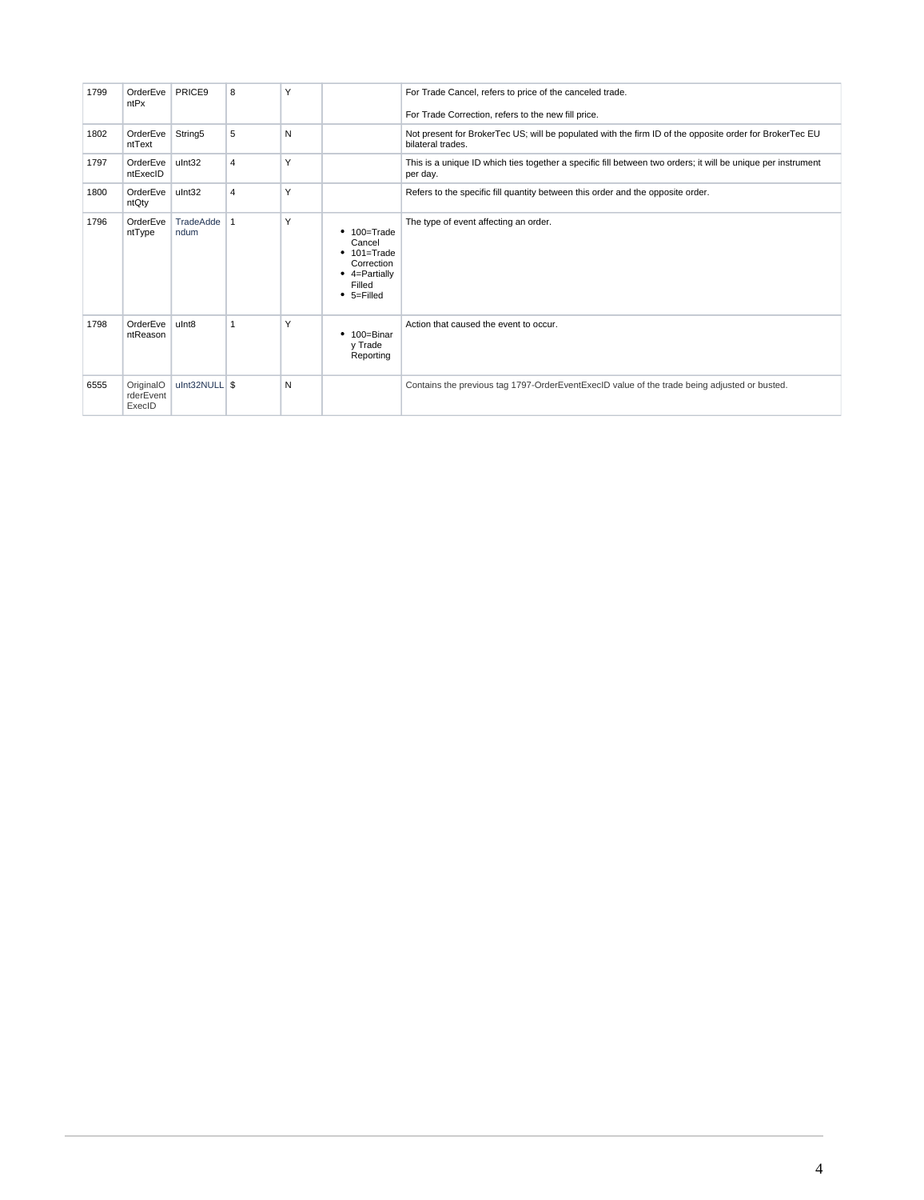| | | | | | | |
|---|---|---|---|---|---|---|
| 1799 | OrderEventPx | PRICE9 | 8 | Y | | For Trade Cancel, refers to price of the canceled trade.<br><br>For Trade Correction, refers to the new fill price. |
| 1802 | OrderEventText | String5 | 5 | N | | Not present for BrokerTec US; will be populated with the firm ID of the opposite order for BrokerTec EU bilateral trades. |
| 1797 | OrderEventExecID | uInt32 | 4 | Y | | This is a unique ID which ties together a specific fill between two orders; it will be unique per instrument per day. |
| 1800 | OrderEventQty | uInt32 | 4 | Y | | Refers to the specific fill quantity between this order and the opposite order. |
| 1796 | OrderEventType | TradeAddendum | 1 | Y | • 100=Trade Cancel<br>• 101=Trade Correction<br>• 4=Partially Filled<br>• 5=Filled | The type of event affecting an order. |
| 1798 | OrderEventReason | uInt8 | 1 | Y | • 100=Binary Trade Reporting | Action that caused the event to occur. |
| 6555 | OriginalOrderEventExecID | uInt32NULL | $ | N | | Contains the previous tag 1797-OrderEventExecID value of the trade being adjusted or busted. |